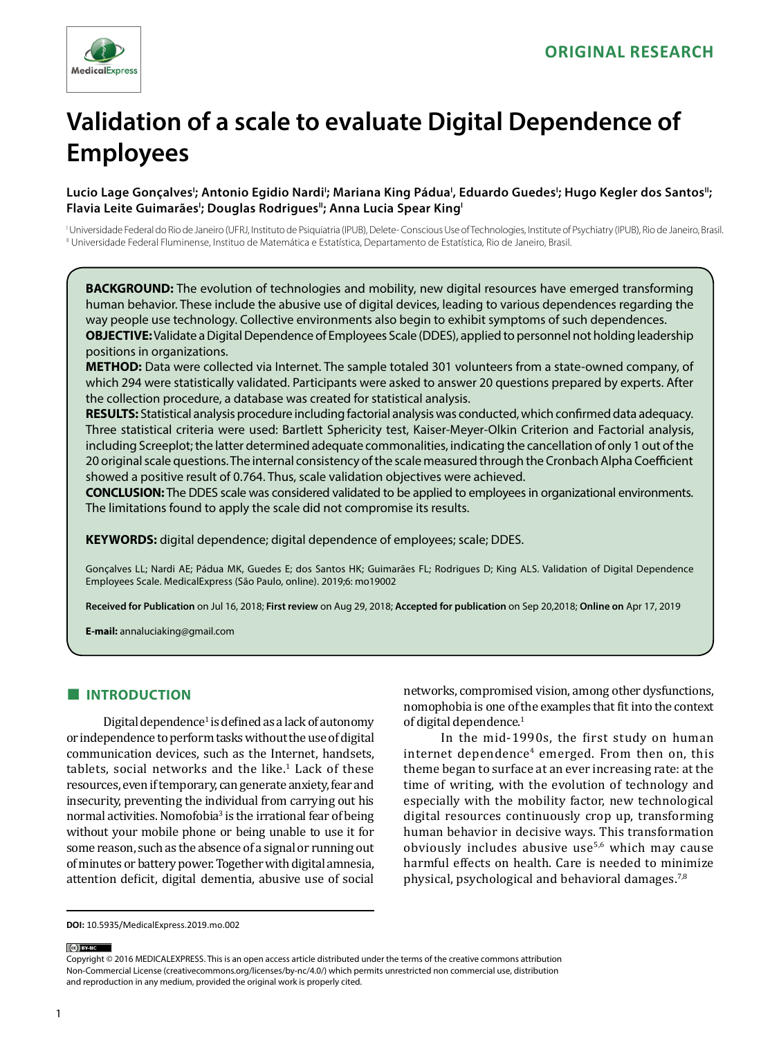ORIGINAL RESEARCH

# Validation of a scale to evaluate Digital Dependence of Employees

**Lucio Lage Gonçalves[I]; Antonio Egidio Nardi[I]; Mariana King Pádua[I], Eduardo Guedes[I]; Hugo Kegler dos Santos[II]; Flavia Leite Guimarães[I]; Douglas Rodrigues[II]; Anna Lucia Spear King[I]**

[I] Universidade Federal do Rio de Janeiro (UFRJ, Instituto de Psiquiatria (IPUB), Delete- Conscious Use of Technologies, Institute of Psychiatry (IPUB), Rio de Janeiro, Brasil.
[II] Universidade Federal Fluminense, Instituo de Matemática e Estatística, Departamento de Estatística, Rio de Janeiro, Brasil.

**BACKGROUND:** The evolution of technologies and mobility, new digital resources have emerged transforming human behavior. These include the abusive use of digital devices, leading to various dependences regarding the way people use technology. Collective environments also begin to exhibit symptoms of such dependences.
**OBJECTIVE:** Validate a Digital Dependence of Employees Scale (DDES), applied to personnel not holding leadership positions in organizations.
**METHOD:** Data were collected via Internet. The sample totaled 301 volunteers from a state-owned company, of which 294 were statistically validated. Participants were asked to answer 20 questions prepared by experts. After the collection procedure, a database was created for statistical analysis.
**RESULTS:** Statistical analysis procedure including factorial analysis was conducted, which confirmed data adequacy. Three statistical criteria were used: Bartlett Sphericity test, Kaiser-Meyer-Olkin Criterion and Factorial analysis, including Screeplot; the latter determined adequate commonalities, indicating the cancellation of only 1 out of the 20 original scale questions. The internal consistency of the scale measured through the Cronbach Alpha Coefficient showed a positive result of 0.764. Thus, scale validation objectives were achieved.
**CONCLUSION:** The DDES scale was considered validated to be applied to employees in organizational environments. The limitations found to apply the scale did not compromise its results.

**KEYWORDS:** digital dependence; digital dependence of employees; scale; DDES.

Gonçalves LL; Nardi AE; Pádua MK, Guedes E; dos Santos HK; Guimarães FL; Rodrigues D; King ALS. Validation of Digital Dependence Employees Scale. MedicalExpress (São Paulo, online). 2019;6: mo19002

**Received for Publication** on Jul 16, 2018; **First review** on Aug 29, 2018; **Accepted for publication** on Sep 20,2018; **Online on** Apr 17, 2019

**E-mail:** annaluciaking@gmail.com

## INTRODUCTION

Digital dependence[1] is defined as a lack of autonomy or independence to perform tasks without the use of digital communication devices, such as the Internet, handsets, tablets, social networks and the like.[1] Lack of these resources, even if temporary, can generate anxiety, fear and insecurity, preventing the individual from carrying out his normal activities. Nomofobia[3] is the irrational fear of being without your mobile phone or being unable to use it for some reason, such as the absence of a signal or running out of minutes or battery power. Together with digital amnesia, attention deficit, digital dementia, abusive use of social networks, compromised vision, among other dysfunctions, nomophobia is one of the examples that fit into the context of digital dependence.[1]

In the mid-1990s, the first study on human internet dependence[4] emerged. From then on, this theme began to surface at an ever increasing rate: at the time of writing, with the evolution of technology and especially with the mobility factor, new technological digital resources continuously crop up, transforming human behavior in decisive ways. This transformation obviously includes abusive use[5,6] which may cause harmful effects on health. Care is needed to minimize physical, psychological and behavioral damages.[7,8]

**DOI:** 10.5935/MedicalExpress.2019.mo.002

Copyright © 2016 MEDICALEXPRESS. This is an open access article distributed under the terms of the creative commons attribution Non-Commercial License (creativecommons.org/licenses/by-nc/4.0/) which permits unrestricted non commercial use, distribution and reproduction in any medium, provided the original work is properly cited.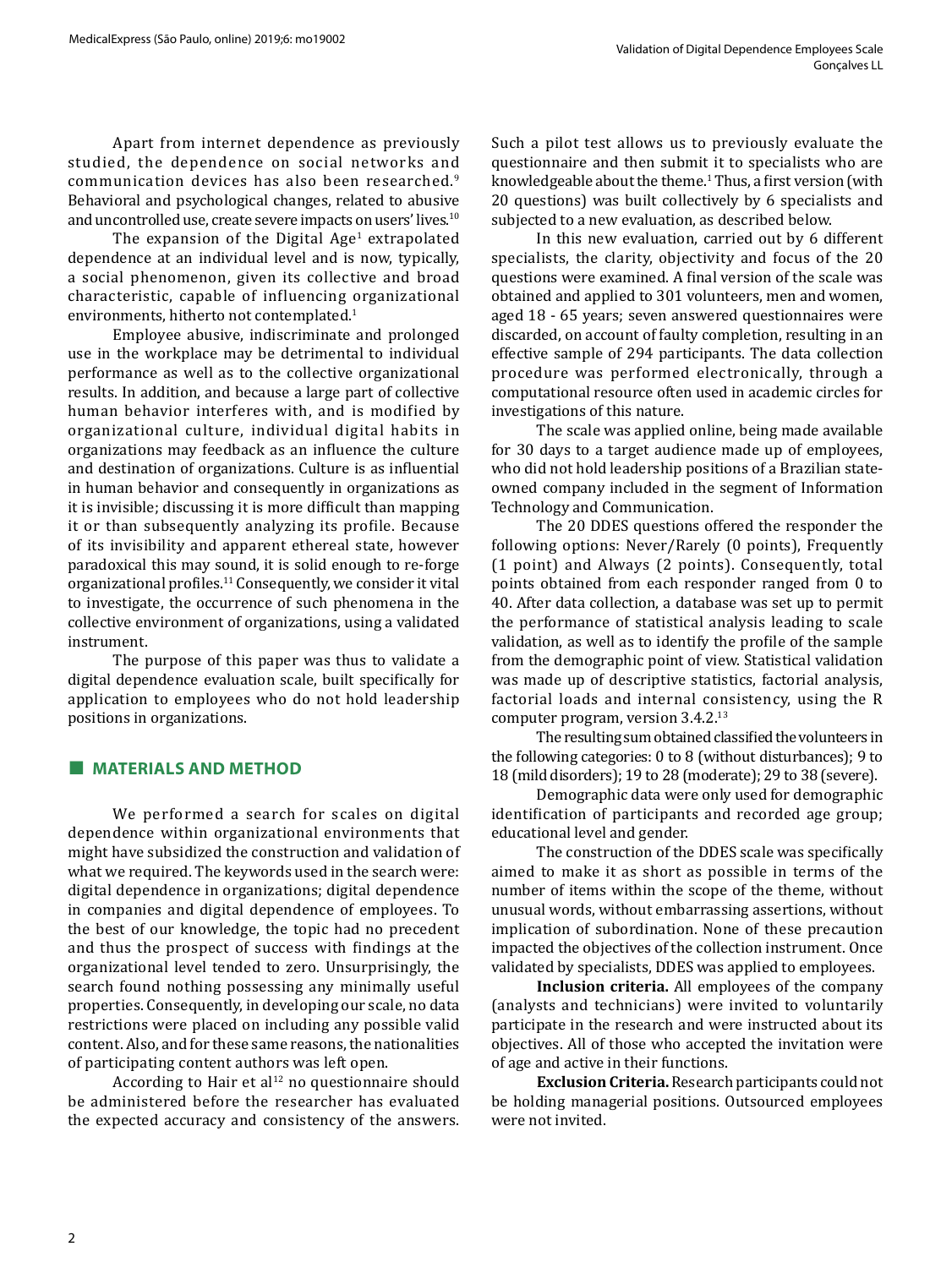Apart from internet dependence as previously studied, the dependence on social networks and communication devices has also been researched.[9] Behavioral and psychological changes, related to abusive and uncontrolled use, create severe impacts on users' lives.[10]

The expansion of the Digital Age[1] extrapolated dependence at an individual level and is now, typically, a social phenomenon, given its collective and broad characteristic, capable of influencing organizational environments, hitherto not contemplated.[1]

Employee abusive, indiscriminate and prolonged use in the workplace may be detrimental to individual performance as well as to the collective organizational results. In addition, and because a large part of collective human behavior interferes with, and is modified by organizational culture, individual digital habits in organizations may feedback as an influence the culture and destination of organizations. Culture is as influential in human behavior and consequently in organizations as it is invisible; discussing it is more difficult than mapping it or than subsequently analyzing its profile. Because of its invisibility and apparent ethereal state, however paradoxical this may sound, it is solid enough to re-forge organizational profiles.[11] Consequently, we consider it vital to investigate, the occurrence of such phenomena in the collective environment of organizations, using a validated instrument.

The purpose of this paper was thus to validate a digital dependence evaluation scale, built specifically for application to employees who do not hold leadership positions in organizations.

## MATERIALS AND METHOD

We performed a search for scales on digital dependence within organizational environments that might have subsidized the construction and validation of what we required. The keywords used in the search were: digital dependence in organizations; digital dependence in companies and digital dependence of employees. To the best of our knowledge, the topic had no precedent and thus the prospect of success with findings at the organizational level tended to zero. Unsurprisingly, the search found nothing possessing any minimally useful properties. Consequently, in developing our scale, no data restrictions were placed on including any possible valid content. Also, and for these same reasons, the nationalities of participating content authors was left open.

According to Hair et al[12] no questionnaire should be administered before the researcher has evaluated the expected accuracy and consistency of the answers. Such a pilot test allows us to previously evaluate the questionnaire and then submit it to specialists who are knowledgeable about the theme.[1] Thus, a first version (with 20 questions) was built collectively by 6 specialists and subjected to a new evaluation, as described below.

In this new evaluation, carried out by 6 different specialists, the clarity, objectivity and focus of the 20 questions were examined. A final version of the scale was obtained and applied to 301 volunteers, men and women, aged 18 - 65 years; seven answered questionnaires were discarded, on account of faulty completion, resulting in an effective sample of 294 participants. The data collection procedure was performed electronically, through a computational resource often used in academic circles for investigations of this nature.

The scale was applied online, being made available for 30 days to a target audience made up of employees, who did not hold leadership positions of a Brazilian state-owned company included in the segment of Information Technology and Communication.

The 20 DDES questions offered the responder the following options: Never/Rarely (0 points), Frequently (1 point) and Always (2 points). Consequently, total points obtained from each responder ranged from 0 to 40. After data collection, a database was set up to permit the performance of statistical analysis leading to scale validation, as well as to identify the profile of the sample from the demographic point of view. Statistical validation was made up of descriptive statistics, factorial analysis, factorial loads and internal consistency, using the R computer program, version 3.4.2.[13]

The resulting sum obtained classified the volunteers in the following categories: 0 to 8 (without disturbances); 9 to 18 (mild disorders); 19 to 28 (moderate); 29 to 38 (severe).

Demographic data were only used for demographic identification of participants and recorded age group; educational level and gender.

The construction of the DDES scale was specifically aimed to make it as short as possible in terms of the number of items within the scope of the theme, without unusual words, without embarrassing assertions, without implication of subordination. None of these precaution impacted the objectives of the collection instrument. Once validated by specialists, DDES was applied to employees.

**Inclusion criteria.** All employees of the company (analysts and technicians) were invited to voluntarily participate in the research and were instructed about its objectives. All of those who accepted the invitation were of age and active in their functions.

**Exclusion Criteria.** Research participants could not be holding managerial positions. Outsourced employees were not invited.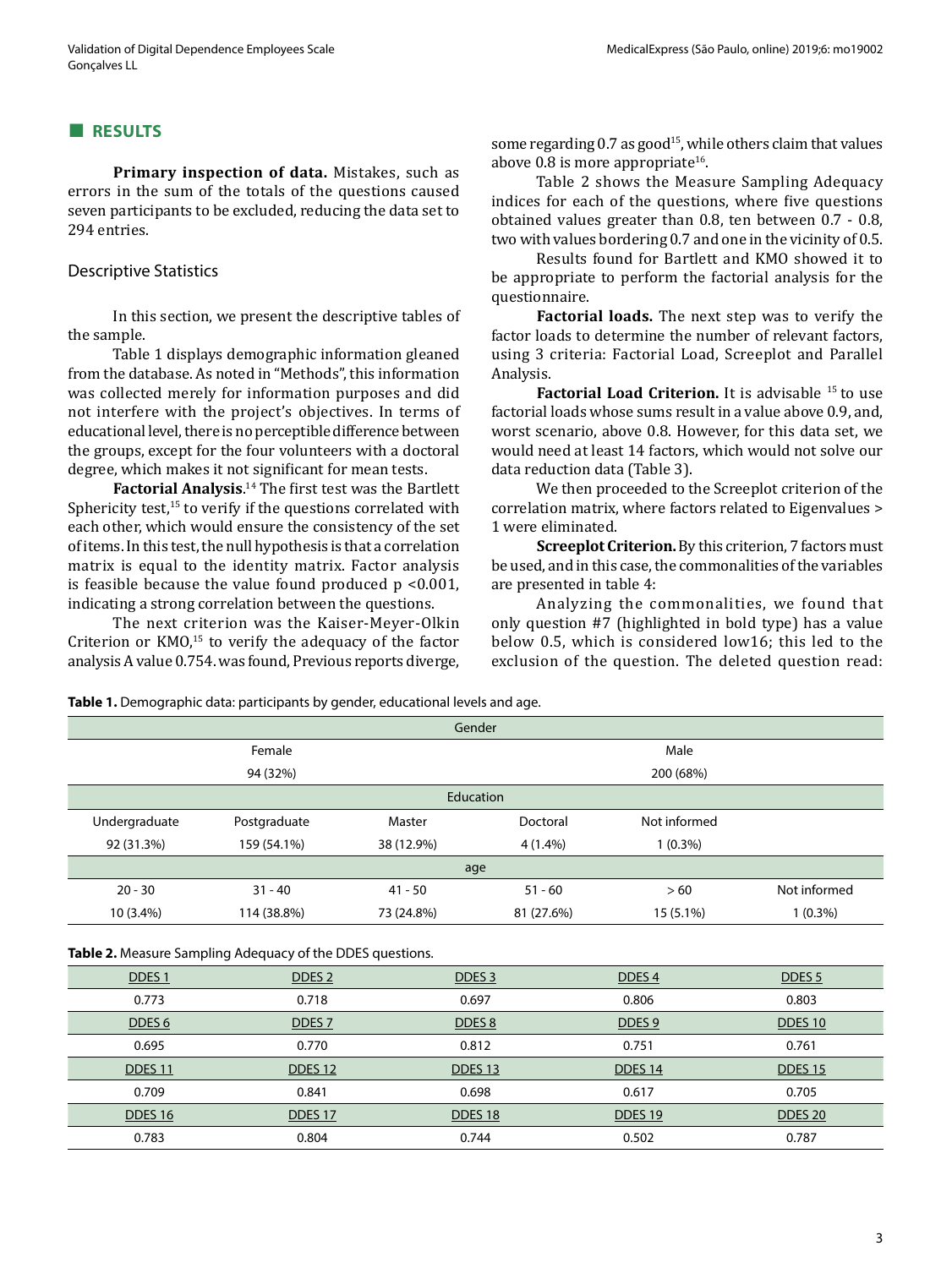## RESULTS

**Primary inspection of data.** Mistakes, such as errors in the sum of the totals of the questions caused seven participants to be excluded, reducing the data set to 294 entries.

### Descriptive Statistics

In this section, we present the descriptive tables of the sample.

Table 1 displays demographic information gleaned from the database. As noted in "Methods", this information was collected merely for information purposes and did not interfere with the project's objectives. In terms of educational level, there is no perceptible difference between the groups, except for the four volunteers with a doctoral degree, which makes it not significant for mean tests.

**Factorial Analysis**.[14] The first test was the Bartlett Sphericity test,[15] to verify if the questions correlated with each other, which would ensure the consistency of the set of items. In this test, the null hypothesis is that a correlation matrix is equal to the identity matrix. Factor analysis is feasible because the value found produced p <0.001, indicating a strong correlation between the questions.

The next criterion was the Kaiser-Meyer-Olkin Criterion or KMO,[15] to verify the adequacy of the factor analysis A value 0.754. was found, Previous reports diverge, some regarding 0.7 as good[15], while others claim that values above 0.8 is more appropriate[16].

Table 2 shows the Measure Sampling Adequacy indices for each of the questions, where five questions obtained values greater than 0.8, ten between 0.7 - 0.8, two with values bordering 0.7 and one in the vicinity of 0.5.

Results found for Bartlett and KMO showed it to be appropriate to perform the factorial analysis for the questionnaire.

**Factorial loads.** The next step was to verify the factor loads to determine the number of relevant factors, using 3 criteria: Factorial Load, Screeplot and Parallel Analysis.

**Factorial Load Criterion.** It is advisable [15] to use factorial loads whose sums result in a value above 0.9, and, worst scenario, above 0.8. However, for this data set, we would need at least 14 factors, which would not solve our data reduction data (Table 3).

We then proceeded to the Screeplot criterion of the correlation matrix, where factors related to Eigenvalues > 1 were eliminated.

**Screeplot Criterion.** By this criterion, 7 factors must be used, and in this case, the commonalities of the variables are presented in table 4:

Analyzing the commonalities, we found that only question #7 (highlighted in bold type) has a value below 0.5, which is considered low16; this led to the exclusion of the question. The deleted question read:

**Table 1.** Demographic data: participants by gender, educational levels and age.

| Gender | | | | | |
|---|---|---|---|---|---|
| Female | | | Male | | |
| 94 (32%) | | | 200 (68%) | | |
| **Education** | | | | | |
| Undergraduate | Postgraduate | Master | Doctoral | Not informed | |
| 92 (31.3%) | 159 (54.1%) | 38 (12.9%) | 4 (1.4%) | 1 (0.3%) | |
| **age** | | | | | |
| 20 - 30 | 31 - 40 | 41 - 50 | 51 - 60 | > 60 | Not informed |
| 10 (3.4%) | 114 (38.8%) | 73 (24.8%) | 81 (27.6%) | 15 (5.1%) | 1 (0.3%) |

**Table 2.** Measure Sampling Adequacy of the DDES questions.

| DDES 1 | DDES 2 | DDES 3 | DDES 4 | DDES 5 |
|---|---|---|---|---|
| 0.773 | 0.718 | 0.697 | 0.806 | 0.803 |
| DDES 6 | DDES 7 | DDES 8 | DDES 9 | DDES 10 |
| 0.695 | 0.770 | 0.812 | 0.751 | 0.761 |
| DDES 11 | DDES 12 | DDES 13 | DDES 14 | DDES 15 |
| 0.709 | 0.841 | 0.698 | 0.617 | 0.705 |
| DDES 16 | DDES 17 | DDES 18 | DDES 19 | DDES 20 |
| 0.783 | 0.804 | 0.744 | 0.502 | 0.787 |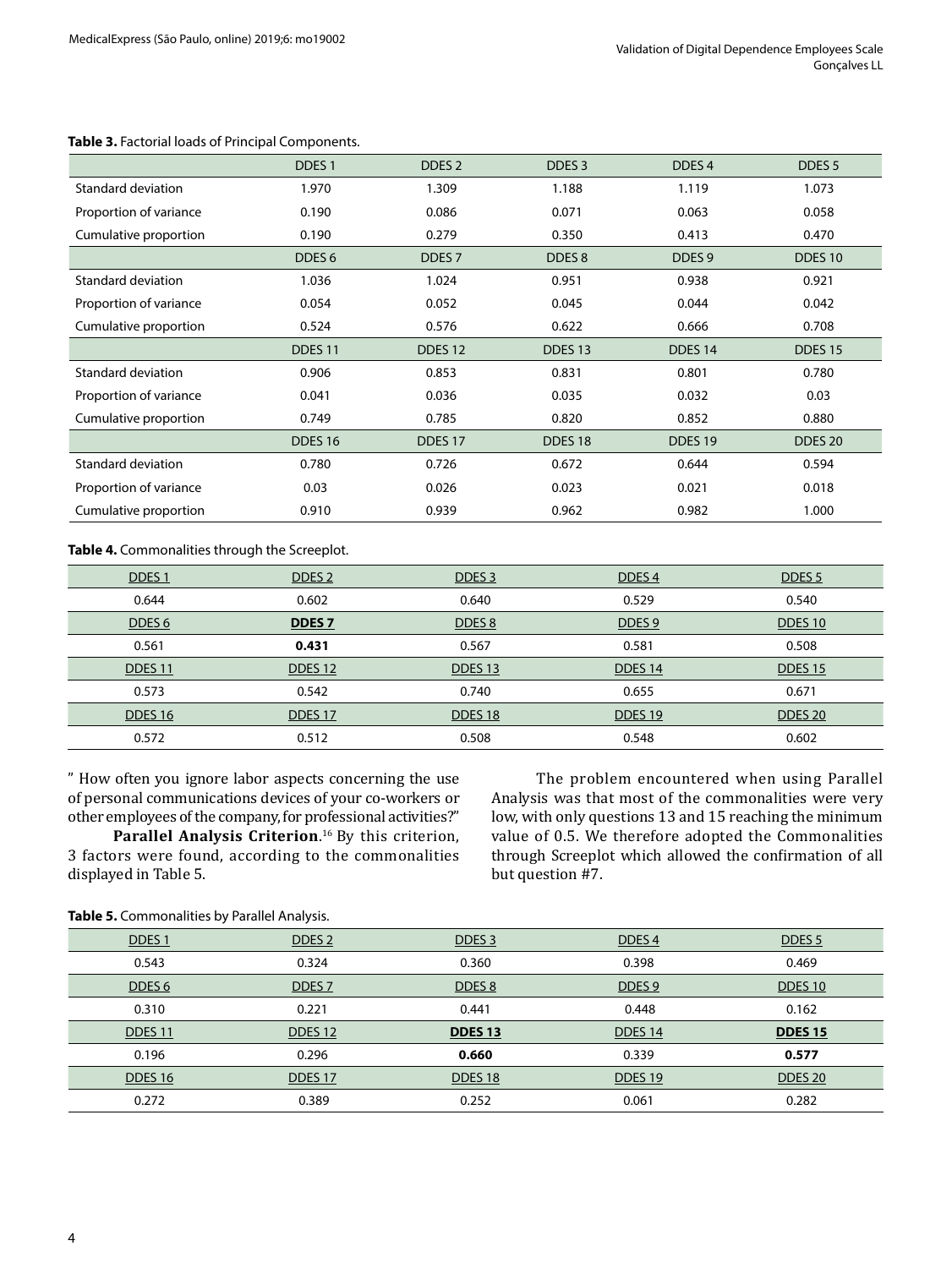**Table 3.** Factorial loads of Principal Components.

| | DDES 1 | DDES 2 | DDES 3 | DDES 4 | DDES 5 |
|---|---|---|---|---|---|
| Standard deviation | 1.970 | 1.309 | 1.188 | 1.119 | 1.073 |
| Proportion of variance | 0.190 | 0.086 | 0.071 | 0.063 | 0.058 |
| Cumulative proportion | 0.190 | 0.279 | 0.350 | 0.413 | 0.470 |
| | DDES 6 | DDES 7 | DDES 8 | DDES 9 | DDES 10 |
| Standard deviation | 1.036 | 1.024 | 0.951 | 0.938 | 0.921 |
| Proportion of variance | 0.054 | 0.052 | 0.045 | 0.044 | 0.042 |
| Cumulative proportion | 0.524 | 0.576 | 0.622 | 0.666 | 0.708 |
| | DDES 11 | DDES 12 | DDES 13 | DDES 14 | DDES 15 |
| Standard deviation | 0.906 | 0.853 | 0.831 | 0.801 | 0.780 |
| Proportion of variance | 0.041 | 0.036 | 0.035 | 0.032 | 0.03 |
| Cumulative proportion | 0.749 | 0.785 | 0.820 | 0.852 | 0.880 |
| | DDES 16 | DDES 17 | DDES 18 | DDES 19 | DDES 20 |
| Standard deviation | 0.780 | 0.726 | 0.672 | 0.644 | 0.594 |
| Proportion of variance | 0.03 | 0.026 | 0.023 | 0.021 | 0.018 |
| Cumulative proportion | 0.910 | 0.939 | 0.962 | 0.982 | 1.000 |

**Table 4.** Commonalities through the Screeplot.

| DDES 1 | DDES 2 | DDES 3 | DDES 4 | DDES 5 |
|---|---|---|---|---|
| 0.644 | 0.602 | 0.640 | 0.529 | 0.540 |
| DDES 6 | **DDES 7** | DDES 8 | DDES 9 | DDES 10 |
| 0.561 | **0.431** | 0.567 | 0.581 | 0.508 |
| DDES 11 | DDES 12 | DDES 13 | DDES 14 | DDES 15 |
| 0.573 | 0.542 | 0.740 | 0.655 | 0.671 |
| DDES 16 | DDES 17 | DDES 18 | DDES 19 | DDES 20 |
| 0.572 | 0.512 | 0.508 | 0.548 | 0.602 |

" How often you ignore labor aspects concerning the use of personal communications devices of your co-workers or other employees of the company, for professional activities?"

**Parallel Analysis Criterion**.[16] By this criterion, 3 factors were found, according to the commonalities displayed in Table 5.

The problem encountered when using Parallel Analysis was that most of the commonalities were very low, with only questions 13 and 15 reaching the minimum value of 0.5. We therefore adopted the Commonalities through Screeplot which allowed the confirmation of all but question #7.

**Table 5.** Commonalities by Parallel Analysis.

| DDES 1 | DDES 2 | DDES 3 | DDES 4 | DDES 5 |
|---|---|---|---|---|
| 0.543 | 0.324 | 0.360 | 0.398 | 0.469 |
| DDES 6 | DDES 7 | DDES 8 | DDES 9 | DDES 10 |
| 0.310 | 0.221 | 0.441 | 0.448 | 0.162 |
| DDES 11 | DDES 12 | **DDES 13** | DDES 14 | **DDES 15** |
| 0.196 | 0.296 | **0.660** | 0.339 | **0.577** |
| DDES 16 | DDES 17 | DDES 18 | DDES 19 | DDES 20 |
| 0.272 | 0.389 | 0.252 | 0.061 | 0.282 |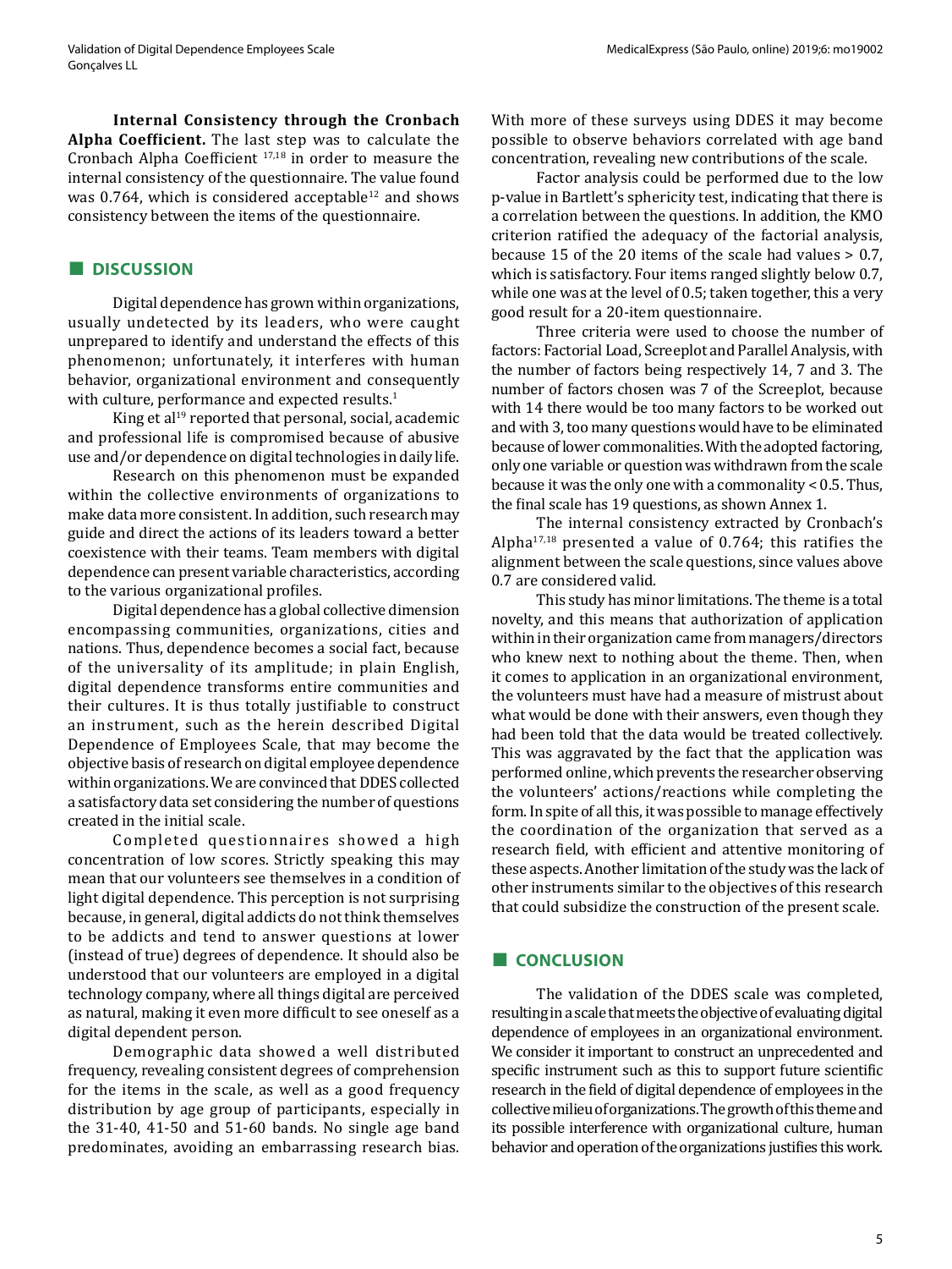**Internal Consistency through the Cronbach Alpha Coefficient.** The last step was to calculate the Cronbach Alpha Coefficient [17,18] in order to measure the internal consistency of the questionnaire. The value found was 0.764, which is considered acceptable[12] and shows consistency between the items of the questionnaire.

## DISCUSSION

Digital dependence has grown within organizations, usually undetected by its leaders, who were caught unprepared to identify and understand the effects of this phenomenon; unfortunately, it interferes with human behavior, organizational environment and consequently with culture, performance and expected results.[1]

King et al[19] reported that personal, social, academic and professional life is compromised because of abusive use and/or dependence on digital technologies in daily life.

Research on this phenomenon must be expanded within the collective environments of organizations to make data more consistent. In addition, such research may guide and direct the actions of its leaders toward a better coexistence with their teams. Team members with digital dependence can present variable characteristics, according to the various organizational profiles.

Digital dependence has a global collective dimension encompassing communities, organizations, cities and nations. Thus, dependence becomes a social fact, because of the universality of its amplitude; in plain English, digital dependence transforms entire communities and their cultures. It is thus totally justifiable to construct an instrument, such as the herein described Digital Dependence of Employees Scale, that may become the objective basis of research on digital employee dependence within organizations. We are convinced that DDES collected a satisfactory data set considering the number of questions created in the initial scale.

Completed questionnaires showed a high concentration of low scores. Strictly speaking this may mean that our volunteers see themselves in a condition of light digital dependence. This perception is not surprising because, in general, digital addicts do not think themselves to be addicts and tend to answer questions at lower (instead of true) degrees of dependence. It should also be understood that our volunteers are employed in a digital technology company, where all things digital are perceived as natural, making it even more difficult to see oneself as a digital dependent person.

Demographic data showed a well distributed frequency, revealing consistent degrees of comprehension for the items in the scale, as well as a good frequency distribution by age group of participants, especially in the 31-40, 41-50 and 51-60 bands. No single age band predominates, avoiding an embarrassing research bias. With more of these surveys using DDES it may become possible to observe behaviors correlated with age band concentration, revealing new contributions of the scale.

Factor analysis could be performed due to the low p-value in Bartlett's sphericity test, indicating that there is a correlation between the questions. In addition, the KMO criterion ratified the adequacy of the factorial analysis, because 15 of the 20 items of the scale had values > 0.7, which is satisfactory. Four items ranged slightly below 0.7, while one was at the level of 0.5; taken together, this a very good result for a 20-item questionnaire.

Three criteria were used to choose the number of factors: Factorial Load, Screeplot and Parallel Analysis, with the number of factors being respectively 14, 7 and 3. The number of factors chosen was 7 of the Screeplot, because with 14 there would be too many factors to be worked out and with 3, too many questions would have to be eliminated because of lower commonalities. With the adopted factoring, only one variable or question was withdrawn from the scale because it was the only one with a commonality < 0.5. Thus, the final scale has 19 questions, as shown Annex 1.

The internal consistency extracted by Cronbach's Alpha[17,18] presented a value of 0.764; this ratifies the alignment between the scale questions, since values above 0.7 are considered valid.

This study has minor limitations. The theme is a total novelty, and this means that authorization of application within in their organization came from managers/directors who knew next to nothing about the theme. Then, when it comes to application in an organizational environment, the volunteers must have had a measure of mistrust about what would be done with their answers, even though they had been told that the data would be treated collectively. This was aggravated by the fact that the application was performed online, which prevents the researcher observing the volunteers' actions/reactions while completing the form. In spite of all this, it was possible to manage effectively the coordination of the organization that served as a research field, with efficient and attentive monitoring of these aspects. Another limitation of the study was the lack of other instruments similar to the objectives of this research that could subsidize the construction of the present scale.

## CONCLUSION

The validation of the DDES scale was completed, resulting in a scale that meets the objective of evaluating digital dependence of employees in an organizational environment. We consider it important to construct an unprecedented and specific instrument such as this to support future scientific research in the field of digital dependence of employees in the collective milieu of organizations. The growth of this theme and its possible interference with organizational culture, human behavior and operation of the organizations justifies this work.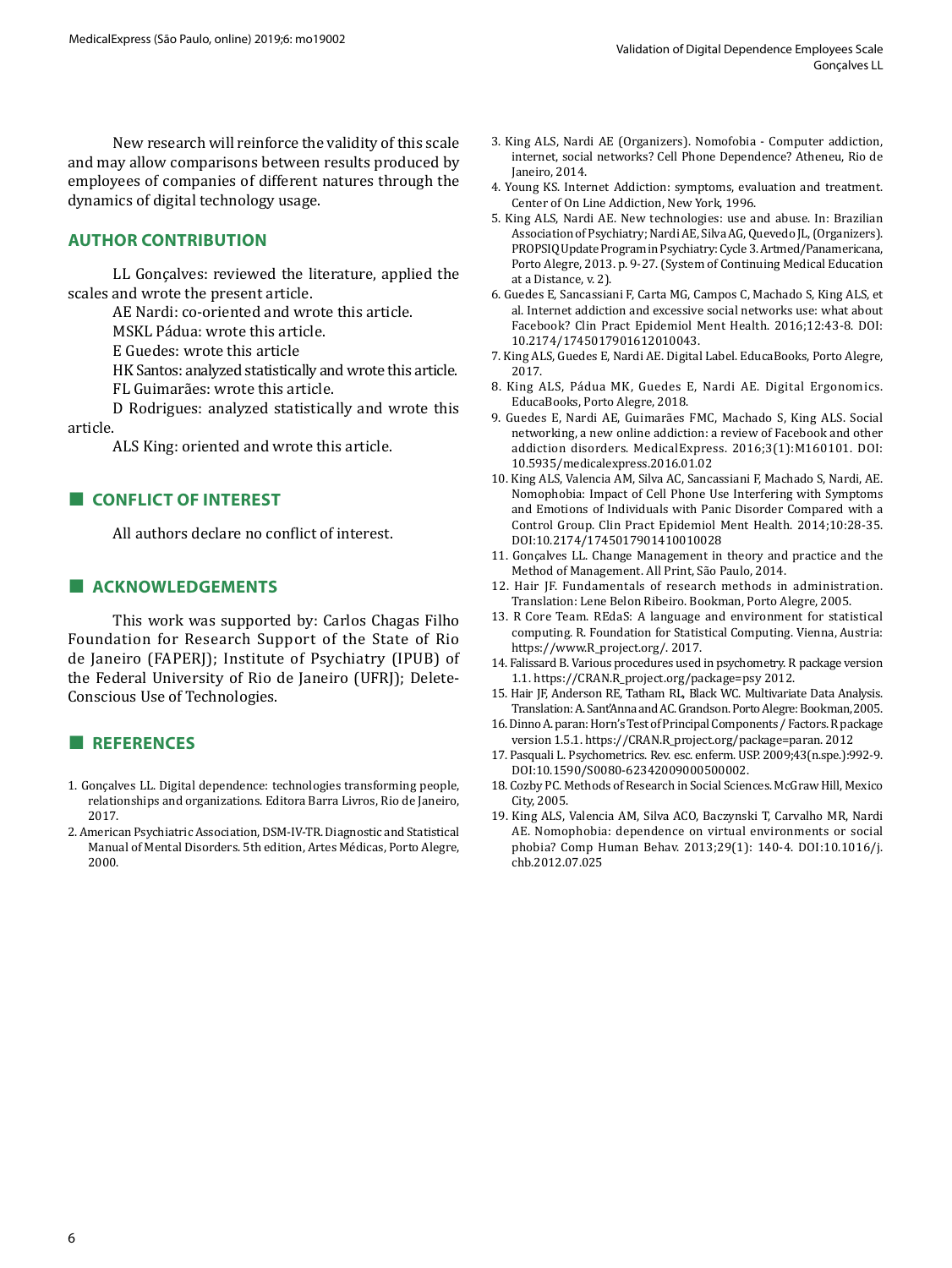New research will reinforce the validity of this scale and may allow comparisons between results produced by employees of companies of different natures through the dynamics of digital technology usage.

## AUTHOR CONTRIBUTION

LL Gonçalves: reviewed the literature, applied the scales and wrote the present article.

AE Nardi: co-oriented and wrote this article.

MSKL Pádua: wrote this article.

E Guedes: wrote this article

HK Santos: analyzed statistically and wrote this article.

FL Guimarães: wrote this article.

D Rodrigues: analyzed statistically and wrote this article.

ALS King: oriented and wrote this article.

## CONFLICT OF INTEREST

All authors declare no conflict of interest.

## ACKNOWLEDGEMENTS

This work was supported by: Carlos Chagas Filho Foundation for Research Support of the State of Rio de Janeiro (FAPERJ); Institute of Psychiatry (IPUB) of the Federal University of Rio de Janeiro (UFRJ); Delete-Conscious Use of Technologies.

## REFERENCES

1. Gonçalves LL. Digital dependence: technologies transforming people, relationships and organizations. Editora Barra Livros, Rio de Janeiro, 2017.
2. American Psychiatric Association, DSM-IV-TR. Diagnostic and Statistical Manual of Mental Disorders. 5th edition, Artes Médicas, Porto Alegre, 2000.
3. King ALS, Nardi AE (Organizers). Nomofobia - Computer addiction, internet, social networks? Cell Phone Dependence? Atheneu, Rio de Janeiro, 2014.
4. Young KS. Internet Addiction: symptoms, evaluation and treatment. Center of On Line Addiction, New York, 1996.
5. King ALS, Nardi AE. New technologies: use and abuse. In: Brazilian Association of Psychiatry; Nardi AE, Silva AG, Quevedo JL, (Organizers). PROPSIQ Update Program in Psychiatry: Cycle 3. Artmed/Panamericana, Porto Alegre, 2013. p. 9-27. (System of Continuing Medical Education at a Distance, v. 2).
6. Guedes E, Sancassiani F, Carta MG, Campos C, Machado S, King ALS, et al. Internet addiction and excessive social networks use: what about Facebook? Clin Pract Epidemiol Ment Health. 2016;12:43-8. DOI: 10.2174/1745017901612010043.
7. King ALS, Guedes E, Nardi AE. Digital Label. EducaBooks, Porto Alegre, 2017.
8. King ALS, Pádua MK, Guedes E, Nardi AE. Digital Ergonomics. EducaBooks, Porto Alegre, 2018.
9. Guedes E, Nardi AE, Guimarães FMC, Machado S, King ALS. Social networking, a new online addiction: a review of Facebook and other addiction disorders. MedicalExpress. 2016;3(1):M160101. DOI: 10.5935/medicalexpress.2016.01.02
10. King ALS, Valencia AM, Silva AC, Sancassiani F, Machado S, Nardi, AE. Nomophobia: Impact of Cell Phone Use Interfering with Symptoms and Emotions of Individuals with Panic Disorder Compared with a Control Group. Clin Pract Epidemiol Ment Health. 2014;10:28-35. DOI:10.2174/1745017901410010028
11. Gonçalves LL. Change Management in theory and practice and the Method of Management. All Print, São Paulo, 2014.
12. Hair JF. Fundamentals of research methods in administration. Translation: Lene Belon Ribeiro. Bookman, Porto Alegre, 2005.
13. R Core Team. REdaS: A language and environment for statistical computing. R. Foundation for Statistical Computing. Vienna, Austria: https://www.R_project.org/. 2017.
14. Falissard B. Various procedures used in psychometry. R package version 1.1. https://CRAN.R_project.org/package=psy 2012.
15. Hair JF, Anderson RE, Tatham RL, Black WC. Multivariate Data Analysis. Translation: A. Sant'Anna and AC. Grandson. Porto Alegre: Bookman, 2005.
16. Dinno A. paran: Horn's Test of Principal Components / Factors. R package version 1.5.1. https://CRAN.R_project.org/package=paran. 2012
17. Pasquali L. Psychometrics. Rev. esc. enferm. USP. 2009;43(n.spe.):992-9. DOI:10.1590/S0080-62342009000500002.
18. Cozby PC. Methods of Research in Social Sciences. McGraw Hill, Mexico City, 2005.
19. King ALS, Valencia AM, Silva ACO, Baczynski T, Carvalho MR, Nardi AE. Nomophobia: dependence on virtual environments or social phobia? Comp Human Behav. 2013;29(1): 140-4. DOI:10.1016/j.chb.2012.07.025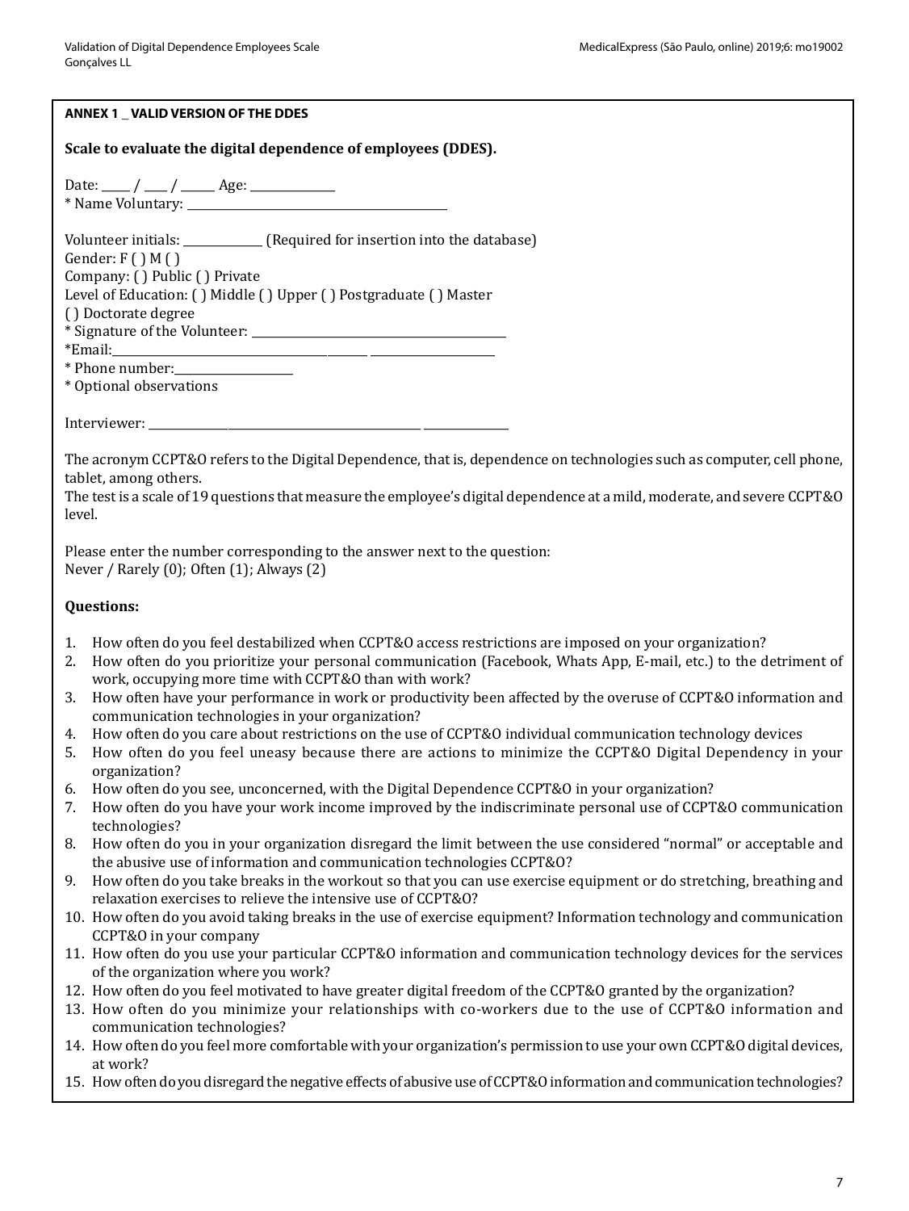**ANNEX 1 _ VALID VERSION OF THE DDES**

**Scale to evaluate the digital dependence of employees (DDES).**

Date: ____ / ___ / _____ Age: ____________
* Name Voluntary: ________________________________________

Volunteer initials: ___________ (Required for insertion into the database)
Gender: F ( ) M ( )
Company: ( ) Public ( ) Private
Level of Education: ( ) Middle ( ) Upper ( ) Postgraduate ( ) Master
( ) Doctorate degree
* Signature of the Volunteer: ________________________________________
*Email:________________________________________ __________________
* Phone number:__________________
* Optional observations

Interviewer: ________________________________________ ____________

The acronym CCPT&O refers to the Digital Dependence, that is, dependence on technologies such as computer, cell phone, tablet, among others.
The test is a scale of 19 questions that measure the employee's digital dependence at a mild, moderate, and severe CCPT&O level.

Please enter the number corresponding to the answer next to the question:
Never / Rarely (0); Often (1); Always (2)

**Questions:**

1. How often do you feel destabilized when CCPT&O access restrictions are imposed on your organization?
2. How often do you prioritize your personal communication (Facebook, Whats App, E-mail, etc.) to the detriment of work, occupying more time with CCPT&O than with work?
3. How often have your performance in work or productivity been affected by the overuse of CCPT&O information and communication technologies in your organization?
4. How often do you care about restrictions on the use of CCPT&O individual communication technology devices
5. How often do you feel uneasy because there are actions to minimize the CCPT&O Digital Dependency in your organization?
6. How often do you see, unconcerned, with the Digital Dependence CCPT&O in your organization?
7. How often do you have your work income improved by the indiscriminate personal use of CCPT&O communication technologies?
8. How often do you in your organization disregard the limit between the use considered "normal" or acceptable and the abusive use of information and communication technologies CCPT&O?
9. How often do you take breaks in the workout so that you can use exercise equipment or do stretching, breathing and relaxation exercises to relieve the intensive use of CCPT&O?
10. How often do you avoid taking breaks in the use of exercise equipment? Information technology and communication CCPT&O in your company
11. How often do you use your particular CCPT&O information and communication technology devices for the services of the organization where you work?
12. How often do you feel motivated to have greater digital freedom of the CCPT&O granted by the organization?
13. How often do you minimize your relationships with co-workers due to the use of CCPT&O information and communication technologies?
14. How often do you feel more comfortable with your organization's permission to use your own CCPT&O digital devices, at work?
15. How often do you disregard the negative effects of abusive use of CCPT&O information and communication technologies?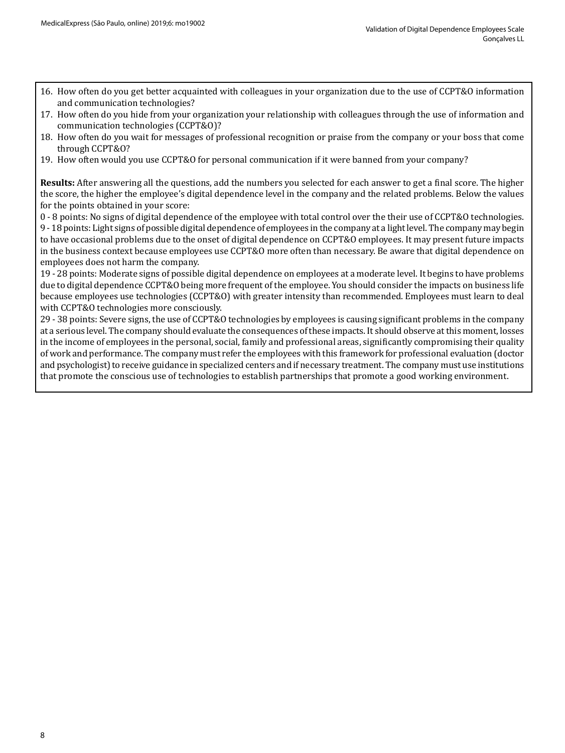16. How often do you get better acquainted with colleagues in your organization due to the use of CCPT&O information and communication technologies?
17. How often do you hide from your organization your relationship with colleagues through the use of information and communication technologies (CCPT&O)?
18. How often do you wait for messages of professional recognition or praise from the company or your boss that come through CCPT&O?
19. How often would you use CCPT&O for personal communication if it were banned from your company?

**Results:** After answering all the questions, add the numbers you selected for each answer to get a final score. The higher the score, the higher the employee's digital dependence level in the company and the related problems. Below the values for the points obtained in your score:

0 - 8 points: No signs of digital dependence of the employee with total control over the their use of CCPT&O technologies.

9 - 18 points: Light signs of possible digital dependence of employees in the company at a light level. The company may begin to have occasional problems due to the onset of digital dependence on CCPT&O employees. It may present future impacts in the business context because employees use CCPT&O more often than necessary. Be aware that digital dependence on employees does not harm the company.

19 - 28 points: Moderate signs of possible digital dependence on employees at a moderate level. It begins to have problems due to digital dependence CCPT&O being more frequent of the employee. You should consider the impacts on business life because employees use technologies (CCPT&O) with greater intensity than recommended. Employees must learn to deal with CCPT&O technologies more consciously.

29 - 38 points: Severe signs, the use of CCPT&O technologies by employees is causing significant problems in the company at a serious level. The company should evaluate the consequences of these impacts. It should observe at this moment, losses in the income of employees in the personal, social, family and professional areas, significantly compromising their quality of work and performance. The company must refer the employees with this framework for professional evaluation (doctor and psychologist) to receive guidance in specialized centers and if necessary treatment. The company must use institutions that promote the conscious use of technologies to establish partnerships that promote a good working environment.